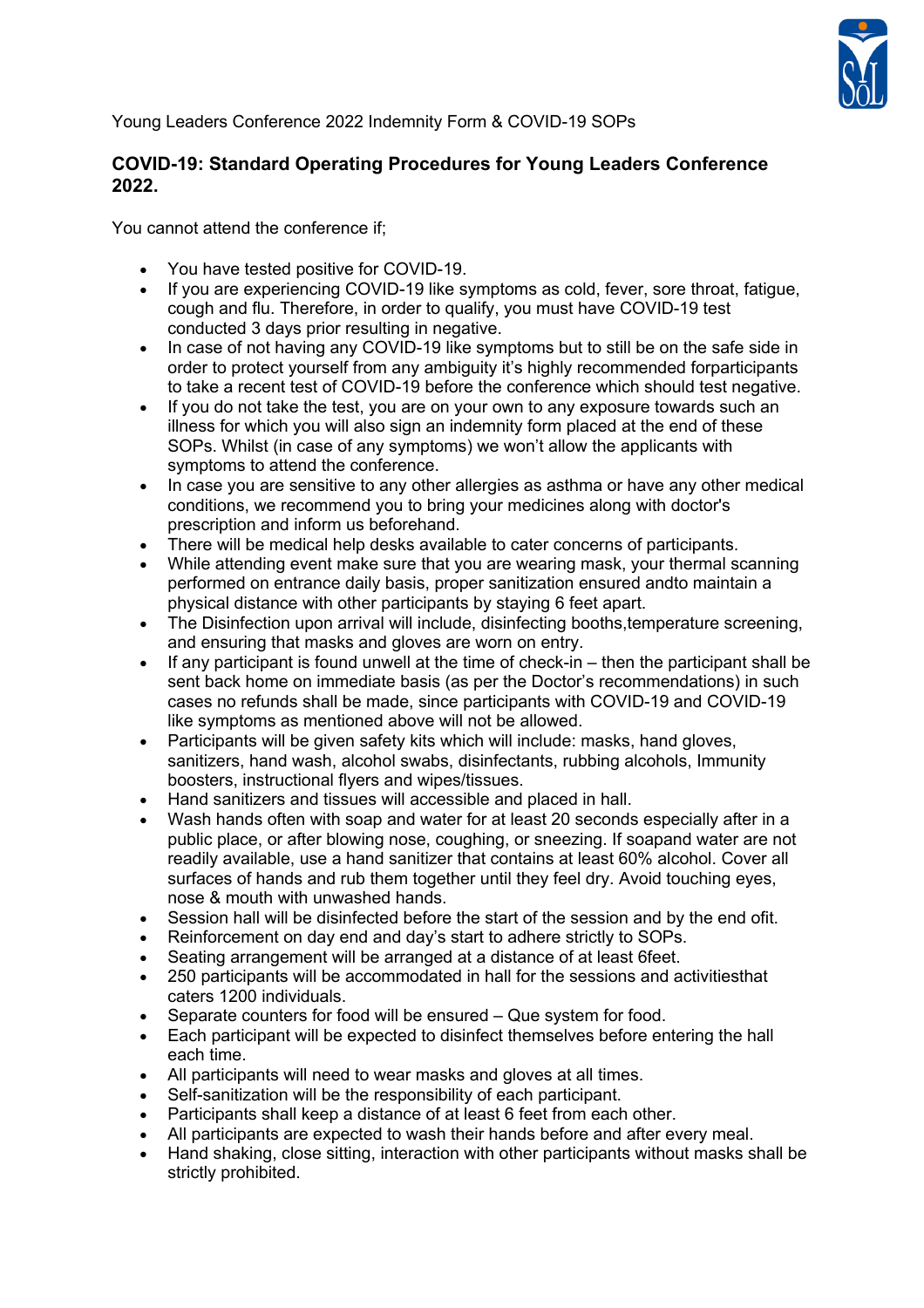Young Leaders Conference 2022 Indemnity Form & COVID-19 SOPs

## COVID-19: Standard Operating Procedures for Young Leaders Conference 2022.

You cannot attend the conference if;

- You have tested positive for COVID-19.
- If you are experiencing COVID-19 like symptoms as cold, fever, sore throat, fatigue, cough and flu. Therefore, in order to qualify, you must have COVID-19 test conducted 3 days prior resulting in negative.
- In case of not having any COVID-19 like symptoms but to still be on the safe side in order to protect yourself from any ambiguity it's highly recommended forparticipants to take a recent test of COVID-19 before the conference which should test negative.
- If you do not take the test, you are on your own to any exposure towards such an illness for which you will also sign an indemnity form placed at the end of these SOPs. Whilst (in case of any symptoms) we won't allow the applicants with symptoms to attend the conference.
- In case you are sensitive to any other allergies as asthma or have any other medical conditions, we recommend you to bring your medicines along with doctor's prescription and inform us beforehand.
- There will be medical help desks available to cater concerns of participants.
- While attending event make sure that you are wearing mask, your thermal scanning performed on entrance daily basis, proper sanitization ensured andto maintain a physical distance with other participants by staying 6 feet apart.
- The Disinfection upon arrival will include, disinfecting booths,temperature screening, and ensuring that masks and gloves are worn on entry.
- If any participant is found unwell at the time of check-in – then the participant shall be sent back home on immediate basis (as per the Doctor's recommendations) in such cases no refunds shall be made, since participants with COVID-19 and COVID-19 like symptoms as mentioned above will not be allowed.
- Participants will be given safety kits which will include: masks, hand gloves, sanitizers, hand wash, alcohol swabs, disinfectants, rubbing alcohols, Immunity boosters, instructional flyers and wipes/tissues.
- Hand sanitizers and tissues will accessible and placed in hall.
- Wash hands often with soap and water for at least 20 seconds especially after in a public place, or after blowing nose, coughing, or sneezing. If soapand water are not readily available, use a hand sanitizer that contains at least 60% alcohol. Cover all surfaces of hands and rub them together until they feel dry. Avoid touching eyes, nose & mouth with unwashed hands.
- Session hall will be disinfected before the start of the session and by the end ofit.
- Reinforcement on day end and day's start to adhere strictly to SOPs.
- Seating arrangement will be arranged at a distance of at least 6feet.
- 250 participants will be accommodated in hall for the sessions and activitiesthat caters 1200 individuals.
- Separate counters for food will be ensured – Que system for food.
- Each participant will be expected to disinfect themselves before entering the hall each time.
- All participants will need to wear masks and gloves at all times.
- Self-sanitization will be the responsibility of each participant.
- Participants shall keep a distance of at least 6 feet from each other.
- All participants are expected to wash their hands before and after every meal.
- Hand shaking, close sitting, interaction with other participants without masks shall be strictly prohibited.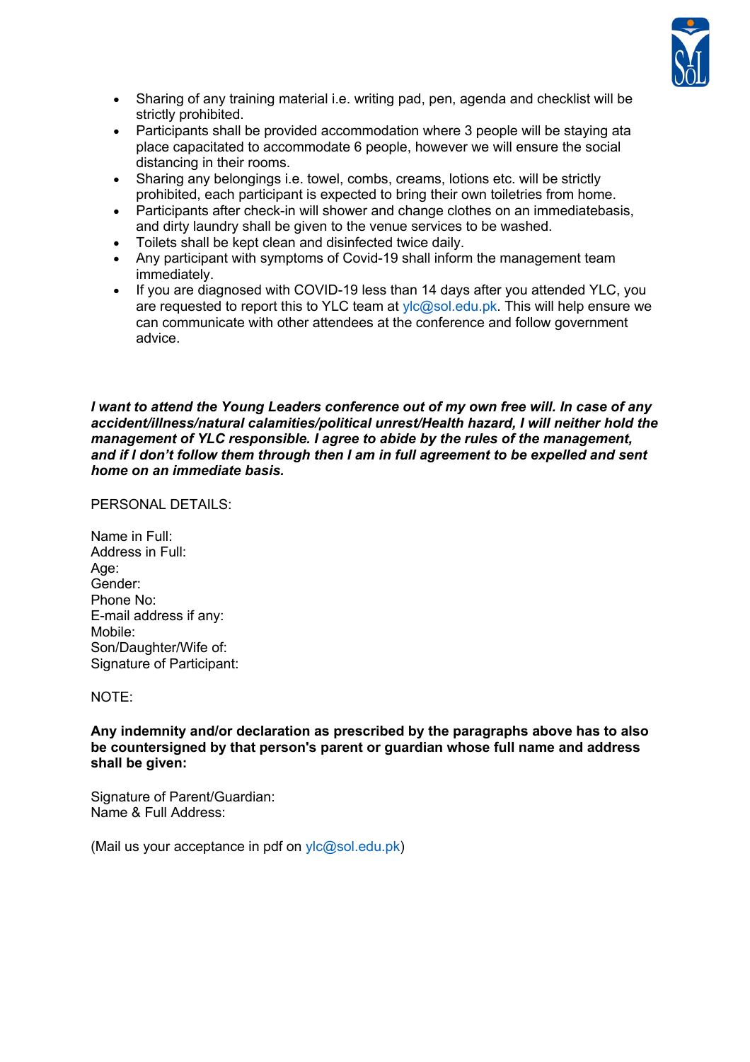- Sharing of any training material i.e. writing pad, pen, agenda and checklist will be strictly prohibited.
- Participants shall be provided accommodation where 3 people will be staying ata place capacitated to accommodate 6 people, however we will ensure the social distancing in their rooms.
- Sharing any belongings i.e. towel, combs, creams, lotions etc. will be strictly prohibited, each participant is expected to bring their own toiletries from home.
- Participants after check-in will shower and change clothes on an immediatebasis, and dirty laundry shall be given to the venue services to be washed.
- Toilets shall be kept clean and disinfected twice daily.
- Any participant with symptoms of Covid-19 shall inform the management team immediately.
- If you are diagnosed with COVID-19 less than 14 days after you attended YLC, you are requested to report this to YLC team at ylc@sol.edu.pk. This will help ensure we can communicate with other attendees at the conference and follow government advice.

***I want to attend the Young Leaders conference out of my own free will. In case of any accident/illness/natural calamities/political unrest/Health hazard, I will neither hold the management of YLC responsible. I agree to abide by the rules of the management, and if I don't follow them through then I am in full agreement to be expelled and sent home on an immediate basis.***

PERSONAL DETAILS:

Name in Full:
Address in Full:
Age:
Gender:
Phone No:
E-mail address if any:
Mobile:
Son/Daughter/Wife of:
Signature of Participant:

NOTE:

**Any indemnity and/or declaration as prescribed by the paragraphs above has to also be countersigned by that person's parent or guardian whose full name and address shall be given:**

Signature of Parent/Guardian:
Name & Full Address:

(Mail us your acceptance in pdf on ylc@sol.edu.pk)